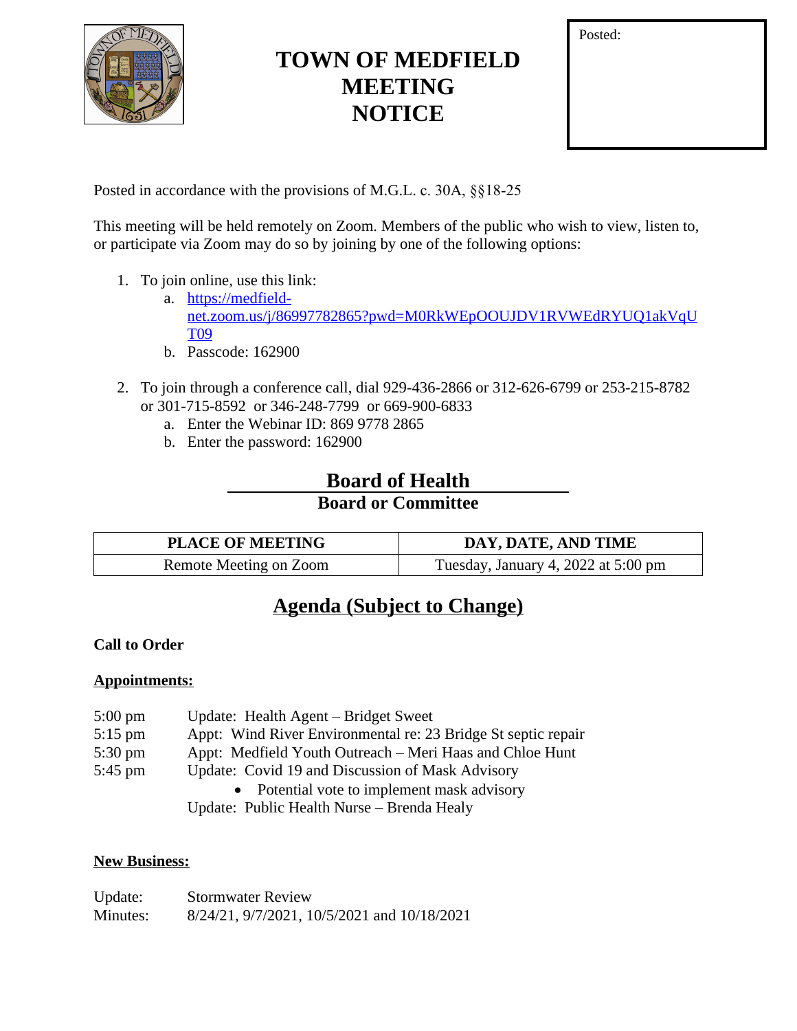# TOWN OF MEDFIELD MEETING NOTICE

Posted:

Posted in accordance with the provisions of M.G.L. c. 30A, §§18-25

This meeting will be held remotely on Zoom. Members of the public who wish to view, listen to, or participate via Zoom may do so by joining by one of the following options:

1. To join online, use this link:
   a. https://medfield-net.zoom.us/j/86997782865?pwd=M0RkWEpOOUJDV1RVWEdRYUQ1akVqUT09
   b. Passcode: 162900

2. To join through a conference call, dial 929-436-2866 or 312-626-6799 or 253-215-8782 or 301-715-8592 or 346-248-7799 or 669-900-6833
   a. Enter the Webinar ID: 869 9778 2865
   b. Enter the password: 162900

## Board of Health

**Board or Committee**

| PLACE OF MEETING | DAY, DATE, AND TIME |
|---|---|
| Remote Meeting on Zoom | Tuesday, January 4, 2022 at 5:00 pm |

## Agenda (Subject to Change)

**Call to Order**

**Appointments:**

5:00 pm Update: Health Agent – Bridget Sweet
5:15 pm Appt: Wind River Environmental re: 23 Bridge St septic repair
5:30 pm Appt: Medfield Youth Outreach – Meri Haas and Chloe Hunt
5:45 pm Update: Covid 19 and Discussion of Mask Advisory
- Potential vote to implement mask advisory

Update: Public Health Nurse – Brenda Healy

**New Business:**

Update: Stormwater Review
Minutes: 8/24/21, 9/7/2021, 10/5/2021 and 10/18/2021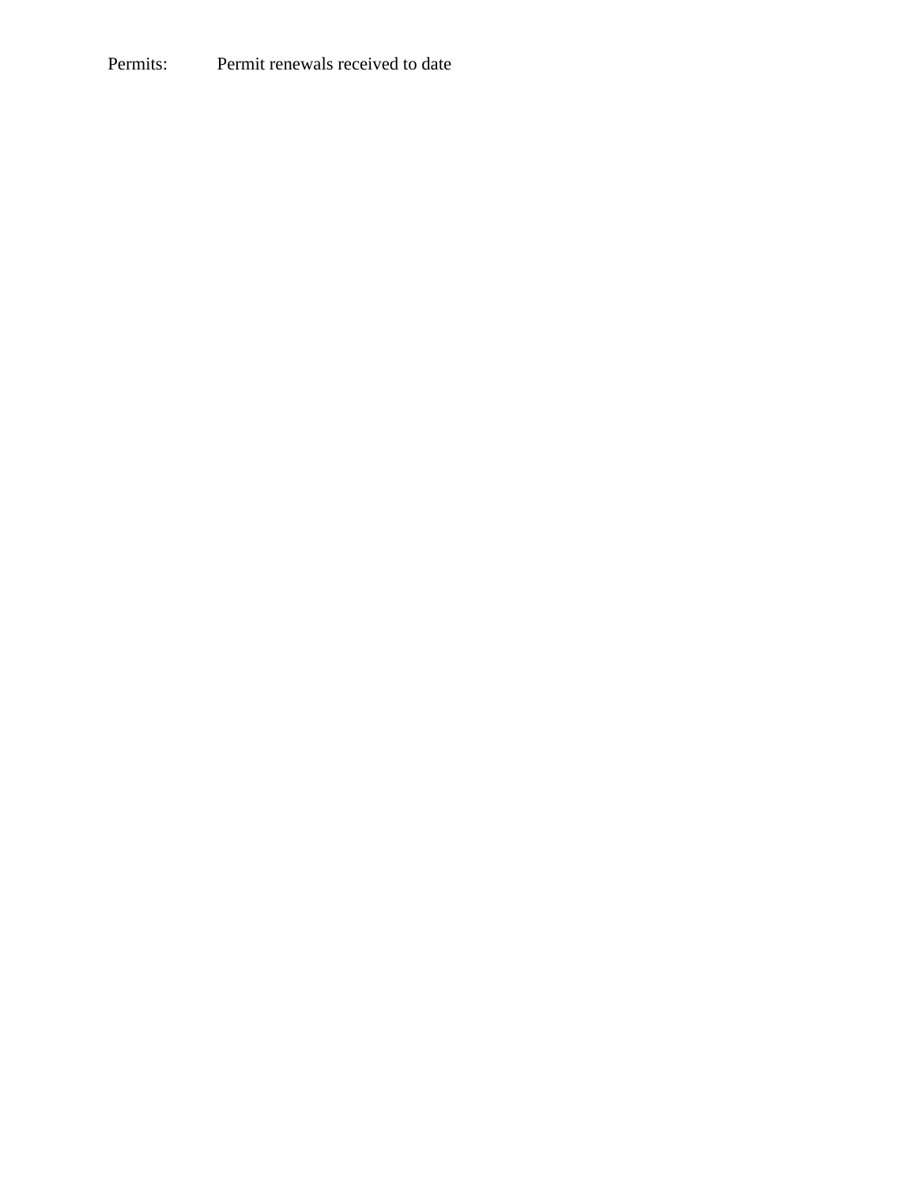Permits: Permit renewals received to date